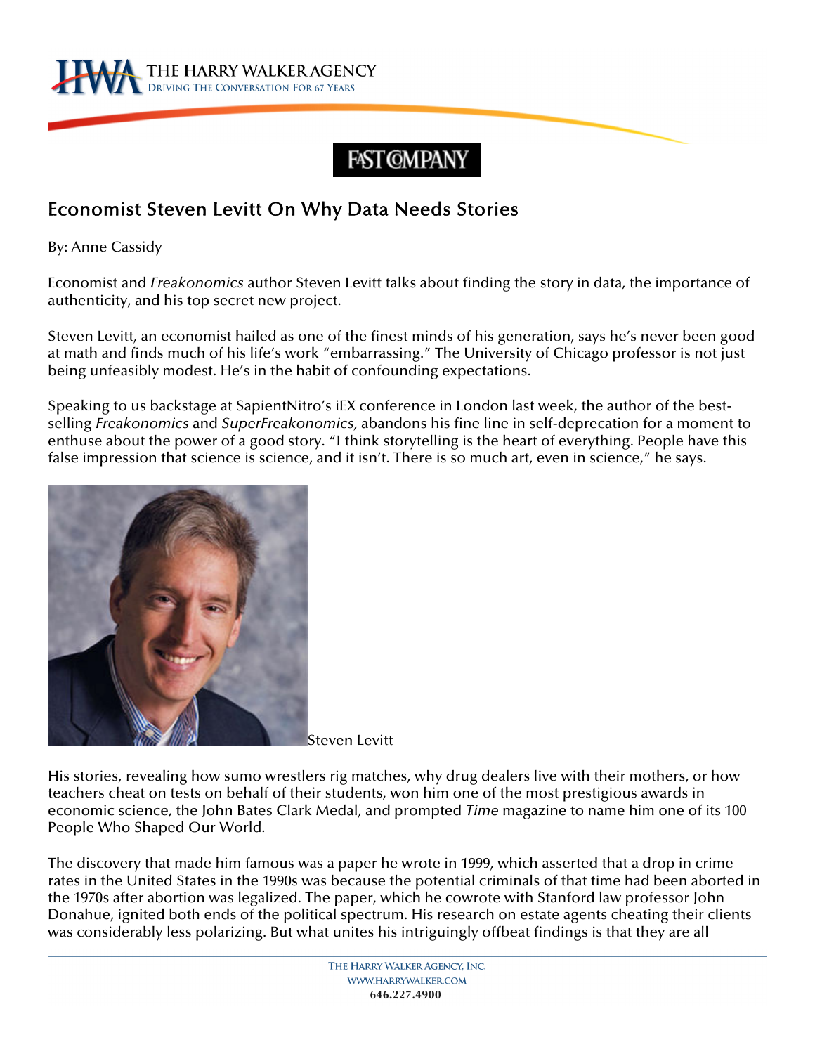FAST COMPANY

## Economist Steven Levitt On Why Data Needs Stories

By: Anne Cassidy

Economist and *Freakonomics* author Steven Levitt talks about finding the story in data, the importance of authenticity, and his top secret new project.

Steven Levitt, an economist hailed as one of the finest minds of his generation, says he's never been good at math and finds much of his life's work "embarrassing." The University of Chicago professor is not just being unfeasibly modest. He's in the habit of confounding expectations.

Speaking to us backstage at SapientNitro's iEX conference in London last week, the author of the best-selling *Freakonomics* and *SuperFreakonomics,* abandons his fine line in self-deprecation for a moment to enthuse about the power of a good story. "I think storytelling is the heart of everything. People have this false impression that science is science, and it isn't. There is so much art, even in science," he says.

Steven Levitt

His stories, revealing how sumo wrestlers rig matches, why drug dealers live with their mothers, or how teachers cheat on tests on behalf of their students, won him one of the most prestigious awards in economic science, the John Bates Clark Medal, and prompted *Time* magazine to name him one of its 100 People Who Shaped Our World.

The discovery that made him famous was a paper he wrote in 1999, which asserted that a drop in crime rates in the United States in the 1990s was because the potential criminals of that time had been aborted in the 1970s after abortion was legalized. The paper, which he cowrote with Stanford law professor John Donahue, ignited both ends of the political spectrum. His research on estate agents cheating their clients was considerably less polarizing. But what unites his intriguingly offbeat findings is that they are all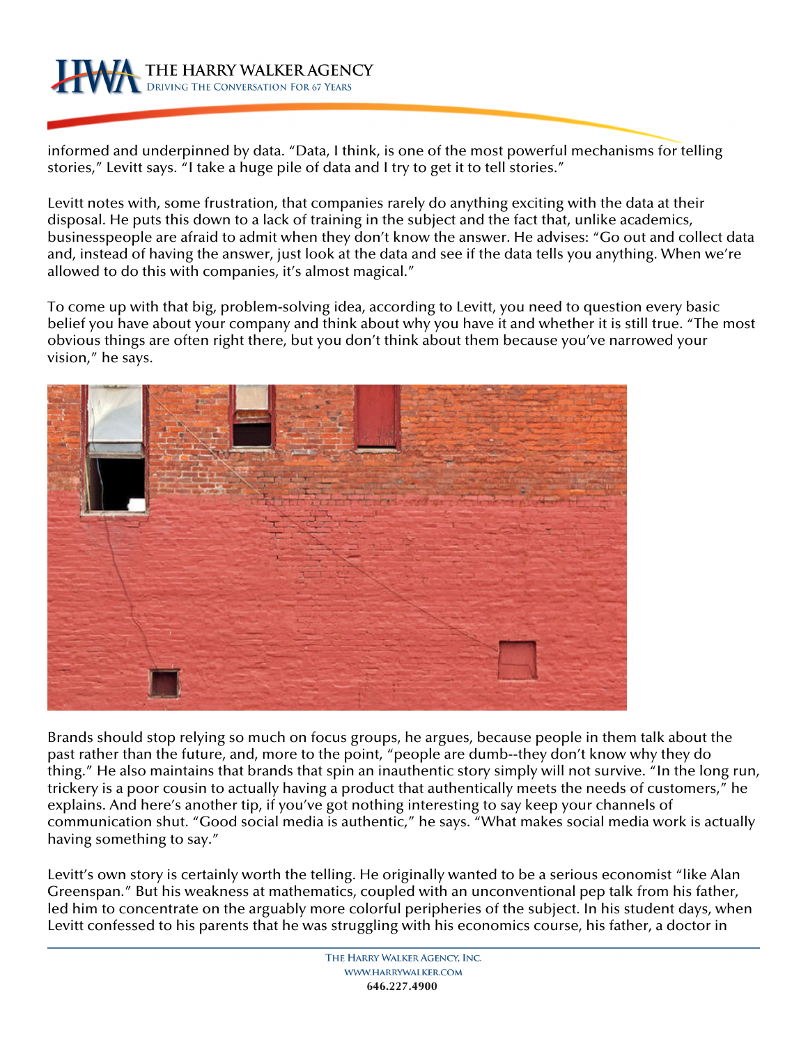informed and underpinned by data. "Data, I think, is one of the most powerful mechanisms for telling stories," Levitt says. "I take a huge pile of data and I try to get it to tell stories."

Levitt notes with, some frustration, that companies rarely do anything exciting with the data at their disposal. He puts this down to a lack of training in the subject and the fact that, unlike academics, businesspeople are afraid to admit when they don't know the answer. He advises: "Go out and collect data and, instead of having the answer, just look at the data and see if the data tells you anything. When we're allowed to do this with companies, it's almost magical."

To come up with that big, problem-solving idea, according to Levitt, you need to question every basic belief you have about your company and think about why you have it and whether it is still true. "The most obvious things are often right there, but you don't think about them because you've narrowed your vision," he says.

Brands should stop relying so much on focus groups, he argues, because people in them talk about the past rather than the future, and, more to the point, "people are dumb--they don't know why they do thing." He also maintains that brands that spin an inauthentic story simply will not survive. "In the long run, trickery is a poor cousin to actually having a product that authentically meets the needs of customers," he explains. And here's another tip, if you've got nothing interesting to say keep your channels of communication shut. "Good social media is authentic," he says. "What makes social media work is actually having something to say."

Levitt's own story is certainly worth the telling. He originally wanted to be a serious economist "like Alan Greenspan." But his weakness at mathematics, coupled with an unconventional pep talk from his father, led him to concentrate on the arguably more colorful peripheries of the subject. In his student days, when Levitt confessed to his parents that he was struggling with his economics course, his father, a doctor in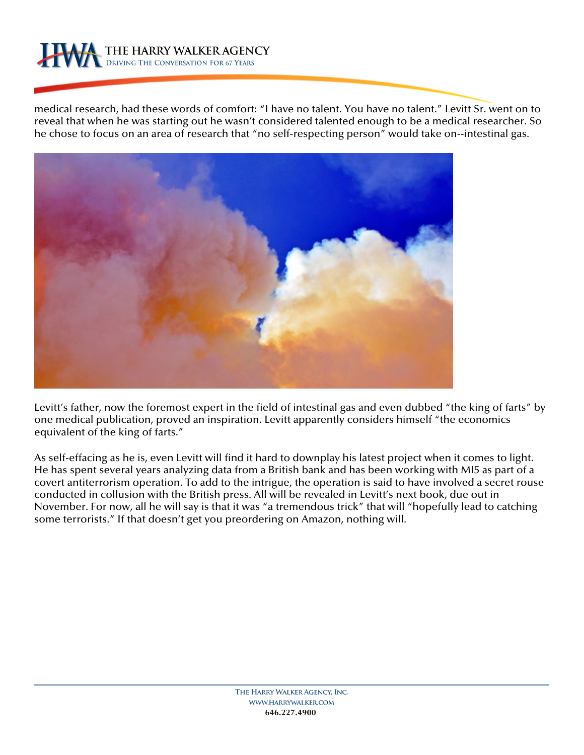medical research, had these words of comfort: “I have no talent. You have no talent.” Levitt Sr. went on to reveal that when he was starting out he wasn’t considered talented enough to be a medical researcher. So he chose to focus on an area of research that “no self-respecting person” would take on--intestinal gas.

Levitt’s father, now the foremost expert in the field of intestinal gas and even dubbed “the king of farts” by one medical publication, proved an inspiration. Levitt apparently considers himself “the economics equivalent of the king of farts.”

As self-effacing as he is, even Levitt will find it hard to downplay his latest project when it comes to light. He has spent several years analyzing data from a British bank and has been working with MI5 as part of a covert antiterrorism operation. To add to the intrigue, the operation is said to have involved a secret rouse conducted in collusion with the British press. All will be revealed in Levitt’s next book, due out in November. For now, all he will say is that it was “a tremendous trick” that will “hopefully lead to catching some terrorists.” If that doesn’t get you preordering on Amazon, nothing will.